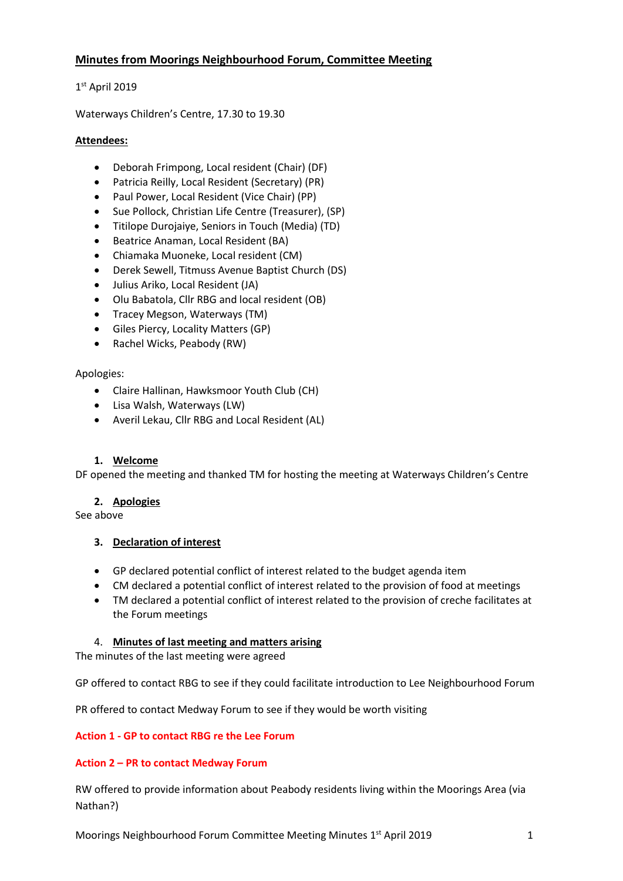# Minutes from Moorings Neighbourhood Forum, Committee Meeting

1st April 2019

Waterways Children's Centre, 17.30 to 19.30

**Attendees:**

- Deborah Frimpong, Local resident (Chair) (DF)
- Patricia Reilly, Local Resident (Secretary) (PR)
- Paul Power, Local Resident (Vice Chair) (PP)
- Sue Pollock, Christian Life Centre (Treasurer), (SP)
- Titilope Durojaiye, Seniors in Touch (Media) (TD)
- Beatrice Anaman, Local Resident (BA)
- Chiamaka Muoneke, Local resident (CM)
- Derek Sewell, Titmuss Avenue Baptist Church (DS)
- Julius Ariko, Local Resident (JA)
- Olu Babatola, Cllr RBG and local resident (OB)
- Tracey Megson, Waterways (TM)
- Giles Piercy, Locality Matters (GP)
- Rachel Wicks, Peabody (RW)

Apologies:

- Claire Hallinan, Hawksmoor Youth Club (CH)
- Lisa Walsh, Waterways (LW)
- Averil Lekau, Cllr RBG and Local Resident (AL)

## 1. Welcome

DF opened the meeting and thanked TM for hosting the meeting at Waterways Children's Centre

## 2. Apologies

See above

## 3. Declaration of interest

- GP declared potential conflict of interest related to the budget agenda item
- CM declared a potential conflict of interest related to the provision of food at meetings
- TM declared a potential conflict of interest related to the provision of creche facilitates at the Forum meetings

## 4. Minutes of last meeting and matters arising

The minutes of the last meeting were agreed

GP offered to contact RBG to see if they could facilitate introduction to Lee Neighbourhood Forum

PR offered to contact Medway Forum to see if they would be worth visiting

**Action 1 - GP to contact RBG re the Lee Forum**

**Action 2 – PR to contact Medway Forum**

RW offered to provide information about Peabody residents living within the Moorings Area (via Nathan?)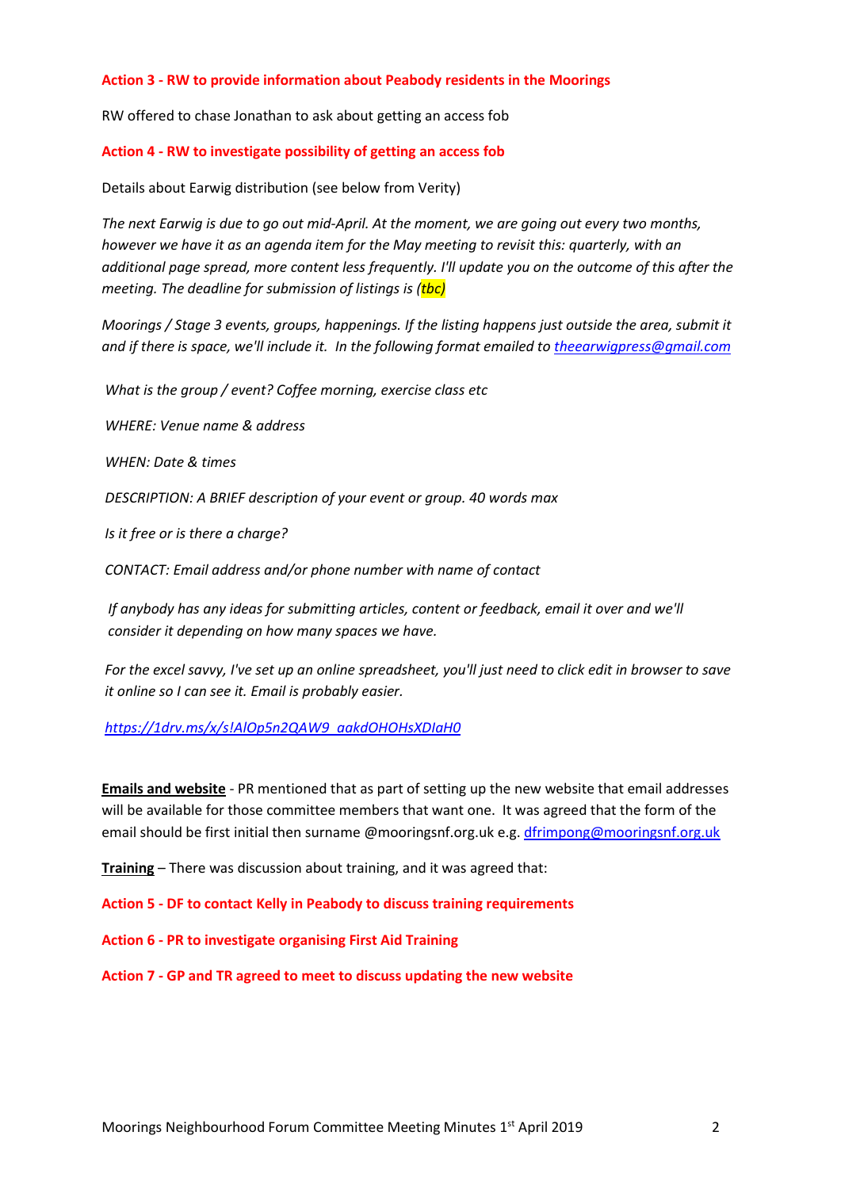**Action 3 - RW to provide information about Peabody residents in the Moorings**

RW offered to chase Jonathan to ask about getting an access fob

**Action 4 - RW to investigate possibility of getting an access fob**

Details about Earwig distribution (see below from Verity)

*The next Earwig is due to go out mid-April. At the moment, we are going out every two months, however we have it as an agenda item for the May meeting to revisit this: quarterly, with an additional page spread, more content less frequently. I'll update you on the outcome of this after the meeting. The deadline for submission of listings is (tbc)*

*Moorings / Stage 3 events, groups, happenings. If the listing happens just outside the area, submit it and if there is space, we'll include it. In the following format emailed to theearwigpress@gmail.com*

*What is the group / event? Coffee morning, exercise class etc*

*WHERE: Venue name & address*

*WHEN: Date & times*

*DESCRIPTION: A BRIEF description of your event or group. 40 words max*

*Is it free or is there a charge?*

*CONTACT: Email address and/or phone number with name of contact*

*If anybody has any ideas for submitting articles, content or feedback, email it over and we'll consider it depending on how many spaces we have.*

*For the excel savvy, I've set up an online spreadsheet, you'll just need to click edit in browser to save it online so I can see it. Email is probably easier.*

*https://1drv.ms/x/s!AlOp5n2QAW9_aakdOHOHsXDIaH0*

**Emails and website** - PR mentioned that as part of setting up the new website that email addresses will be available for those committee members that want one. It was agreed that the form of the email should be first initial then surname @mooringsnf.org.uk e.g. dfrimpong@mooringsnf.org.uk

**Training** – There was discussion about training, and it was agreed that:

**Action 5 - DF to contact Kelly in Peabody to discuss training requirements**

**Action 6 - PR to investigate organising First Aid Training**

**Action 7 - GP and TR agreed to meet to discuss updating the new website**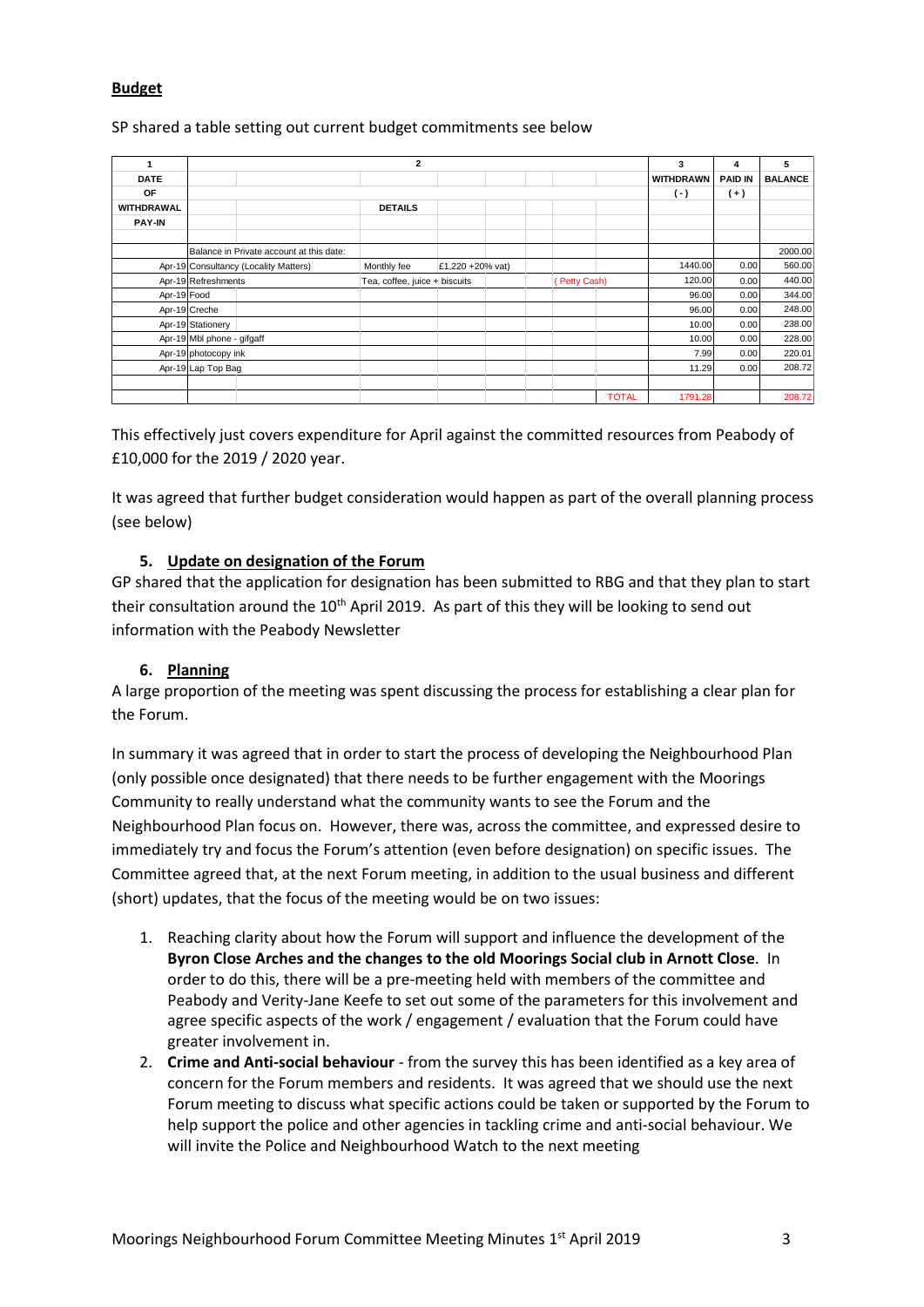**Budget**

SP shared a table setting out current budget commitments see below

| 1 | 2 | | | 3 | 4 | 5 |
|---|---|---|---|---|---|---|
| DATE OF WITHDRAWAL PAY-IN | DETAILS | | | WITHDRAWN (-) | PAID IN (+) | BALANCE |
| | Balance in Private account at this date: | | | | | 2000.00 |
| Apr-19 | Consultancy (Locality Matters) | Monthly fee | £1,220 +20% vat) | 1440.00 | 0.00 | 560.00 |
| Apr-19 | Refreshments | Tea, coffee, juice + biscuits | ( Petty Cash) | 120.00 | 0.00 | 440.00 |
| Apr-19 | Food | | | 96.00 | 0.00 | 344.00 |
| Apr-19 | Creche | | | 96.00 | 0.00 | 248.00 |
| Apr-19 | Stationery | | | 10.00 | 0.00 | 238.00 |
| Apr-19 | Mbl phone - gifgaff | | | 10.00 | 0.00 | 228.00 |
| Apr-19 | photocopy ink | | | 7.99 | 0.00 | 220.01 |
| Apr-19 | Lap Top Bag | | | 11.29 | 0.00 | 208.72 |
| | | | TOTAL | 1791.28 | | 208.72 |

This effectively just covers expenditure for April against the committed resources from Peabody of £10,000 for the 2019 / 2020 year.

It was agreed that further budget consideration would happen as part of the overall planning process (see below)

## 5. Update on designation of the Forum

GP shared that the application for designation has been submitted to RBG and that they plan to start their consultation around the 10th April 2019. As part of this they will be looking to send out information with the Peabody Newsletter

## 6. Planning

A large proportion of the meeting was spent discussing the process for establishing a clear plan for the Forum.

In summary it was agreed that in order to start the process of developing the Neighbourhood Plan (only possible once designated) that there needs to be further engagement with the Moorings Community to really understand what the community wants to see the Forum and the Neighbourhood Plan focus on. However, there was, across the committee, and expressed desire to immediately try and focus the Forum's attention (even before designation) on specific issues. The Committee agreed that, at the next Forum meeting, in addition to the usual business and different (short) updates, that the focus of the meeting would be on two issues:

1. Reaching clarity about how the Forum will support and influence the development of the **Byron Close Arches and the changes to the old Moorings Social club in Arnott Close**. In order to do this, there will be a pre-meeting held with members of the committee and Peabody and Verity-Jane Keefe to set out some of the parameters for this involvement and agree specific aspects of the work / engagement / evaluation that the Forum could have greater involvement in.
2. **Crime and Anti-social behaviour** - from the survey this has been identified as a key area of concern for the Forum members and residents. It was agreed that we should use the next Forum meeting to discuss what specific actions could be taken or supported by the Forum to help support the police and other agencies in tackling crime and anti-social behaviour. We will invite the Police and Neighbourhood Watch to the next meeting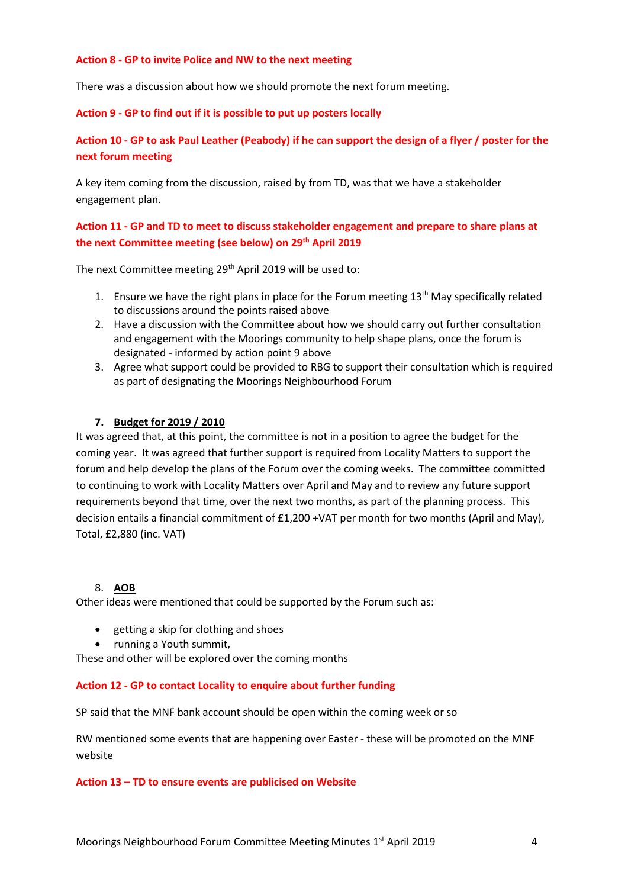**Action 8 - GP to invite Police and NW to the next meeting**

There was a discussion about how we should promote the next forum meeting.

**Action 9 - GP to find out if it is possible to put up posters locally**

**Action 10 - GP to ask Paul Leather (Peabody) if he can support the design of a flyer / poster for the next forum meeting**

A key item coming from the discussion, raised by from TD, was that we have a stakeholder engagement plan.

**Action 11 - GP and TD to meet to discuss stakeholder engagement and prepare to share plans at the next Committee meeting (see below) on 29th April 2019**

The next Committee meeting 29th April 2019 will be used to:

1. Ensure we have the right plans in place for the Forum meeting 13th May specifically related to discussions around the points raised above
2. Have a discussion with the Committee about how we should carry out further consultation and engagement with the Moorings community to help shape plans, once the forum is designated - informed by action point 9 above
3. Agree what support could be provided to RBG to support their consultation which is required as part of designating the Moorings Neighbourhood Forum

## 7. Budget for 2019 / 2010

It was agreed that, at this point, the committee is not in a position to agree the budget for the coming year. It was agreed that further support is required from Locality Matters to support the forum and help develop the plans of the Forum over the coming weeks. The committee committed to continuing to work with Locality Matters over April and May and to review any future support requirements beyond that time, over the next two months, as part of the planning process. This decision entails a financial commitment of £1,200 +VAT per month for two months (April and May), Total, £2,880 (inc. VAT)

## 8. AOB

Other ideas were mentioned that could be supported by the Forum such as:

- getting a skip for clothing and shoes
- running a Youth summit,

These and other will be explored over the coming months

**Action 12 - GP to contact Locality to enquire about further funding**

SP said that the MNF bank account should be open within the coming week or so

RW mentioned some events that are happening over Easter - these will be promoted on the MNF website

**Action 13 – TD to ensure events are publicised on Website**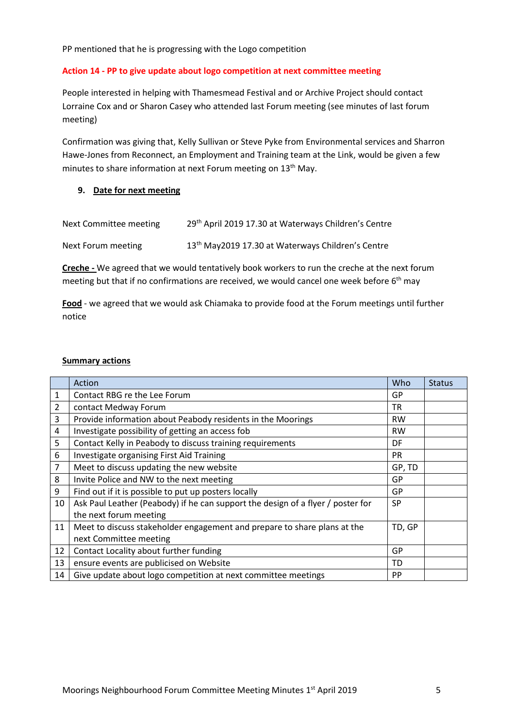PP mentioned that he is progressing with the Logo competition

**Action 14 - PP to give update about logo competition at next committee meeting**

People interested in helping with Thamesmead Festival and or Archive Project should contact Lorraine Cox and or Sharon Casey who attended last Forum meeting (see minutes of last forum meeting)

Confirmation was giving that, Kelly Sullivan or Steve Pyke from Environmental services and Sharron Hawe-Jones from Reconnect, an Employment and Training team at the Link, would be given a few minutes to share information at next Forum meeting on 13th May.

## 9. Date for next meeting

| | |
|---|---|
| Next Committee meeting | 29th April 2019 17.30 at Waterways Children's Centre |
| Next Forum meeting | 13th May2019 17.30 at Waterways Children's Centre |

**Creche -** We agreed that we would tentatively book workers to run the creche at the next forum meeting but that if no confirmations are received, we would cancel one week before 6th may

**Food** - we agreed that we would ask Chiamaka to provide food at the Forum meetings until further notice

**Summary actions**

| | Action | Who | Status |
|---|---|---|---|
| 1 | Contact RBG re the Lee Forum | GP | |
| 2 | contact Medway Forum | TR | |
| 3 | Provide information about Peabody residents in the Moorings | RW | |
| 4 | Investigate possibility of getting an access fob | RW | |
| 5 | Contact Kelly in Peabody to discuss training requirements | DF | |
| 6 | Investigate organising First Aid Training | PR | |
| 7 | Meet to discuss updating the new website | GP, TD | |
| 8 | Invite Police and NW to the next meeting | GP | |
| 9 | Find out if it is possible to put up posters locally | GP | |
| 10 | Ask Paul Leather (Peabody) if he can support the design of a flyer / poster for the next forum meeting | SP | |
| 11 | Meet to discuss stakeholder engagement and prepare to share plans at the next Committee meeting | TD, GP | |
| 12 | Contact Locality about further funding | GP | |
| 13 | ensure events are publicised on Website | TD | |
| 14 | Give update about logo competition at next committee meetings | PP | |